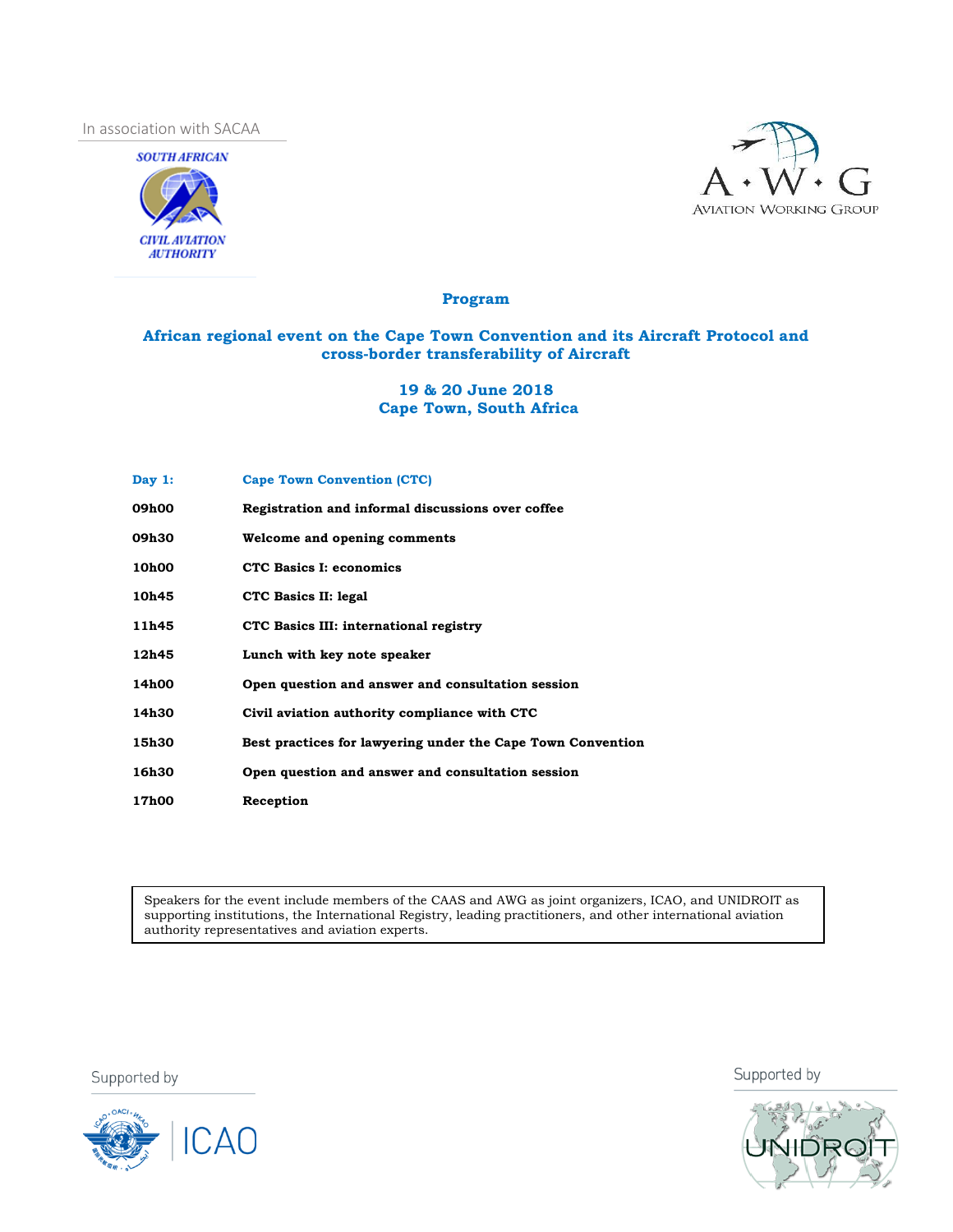In association with SACAA

SOUTH AFRICAN CIVIL AVIATION AUTHORITY

A·W·G AVIATION WORKING GROUP

## Program

## African regional event on the Cape Town Convention and its Aircraft Protocol and cross-border transferability of Aircraft

### 19 & 20 June 2018
### Cape Town, South Africa

| **Day 1:** | **Cape Town Convention (CTC)** |
|---|---|
| **09h00** | **Registration and informal discussions over coffee** |
| **09h30** | **Welcome and opening comments** |
| **10h00** | **CTC Basics I: economics** |
| **10h45** | **CTC Basics II: legal** |
| **11h45** | **CTC Basics III: international registry** |
| **12h45** | **Lunch with key note speaker** |
| **14h00** | **Open question and answer and consultation session** |
| **14h30** | **Civil aviation authority compliance with CTC** |
| **15h30** | **Best practices for lawyering under the Cape Town Convention** |
| **16h30** | **Open question and answer and consultation session** |
| **17h00** | **Reception** |

Speakers for the event include members of the CAAS and AWG as joint organizers, ICAO, and UNIDROIT as supporting institutions, the International Registry, leading practitioners, and other international aviation authority representatives and aviation experts.

Supported by ICAO

Supported by UNIDROIT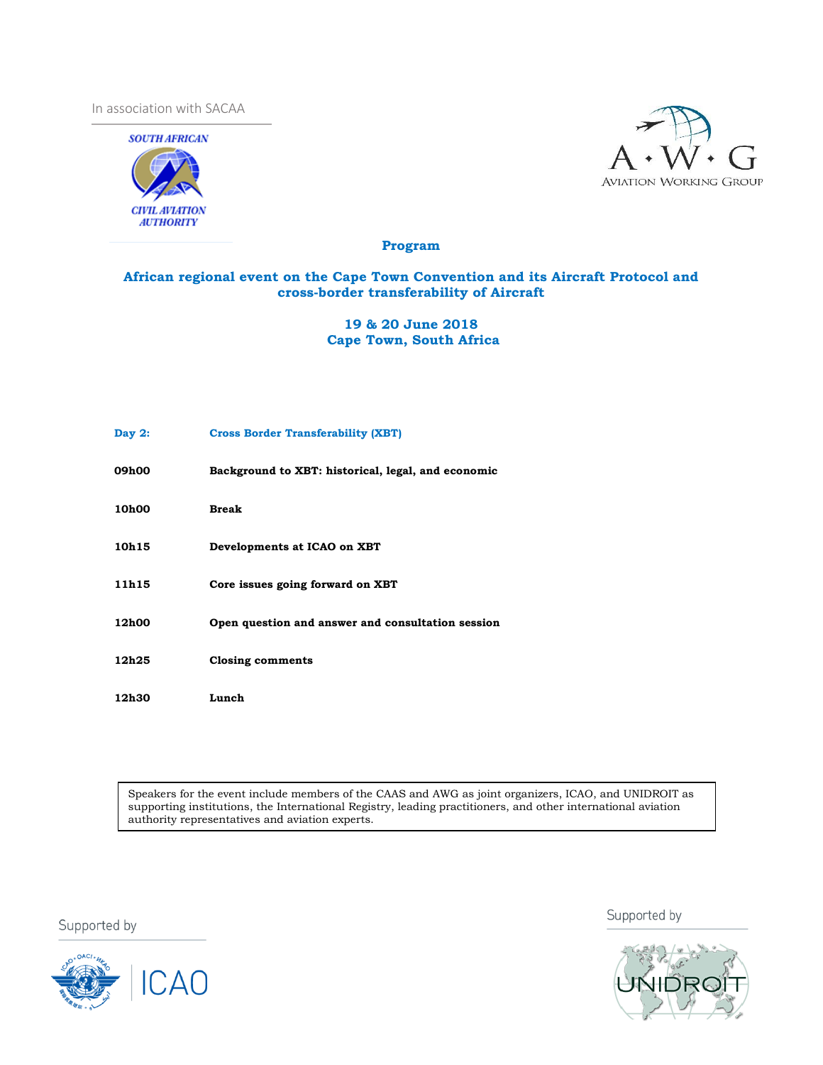In association with SACAA

SOUTH AFRICAN CIVIL AVIATION AUTHORITY

A·W·G AVIATION WORKING GROUP

## Program

## African regional event on the Cape Town Convention and its Aircraft Protocol and cross-border transferability of Aircraft

### 19 & 20 June 2018
### Cape Town, South Africa

| | |
|---|---|
| **Day 2:** | **Cross Border Transferability (XBT)** |
| **09h00** | **Background to XBT: historical, legal, and economic** |
| **10h00** | **Break** |
| **10h15** | **Developments at ICAO on XBT** |
| **11h15** | **Core issues going forward on XBT** |
| **12h00** | **Open question and answer and consultation session** |
| **12h25** | **Closing comments** |
| **12h30** | **Lunch** |

Speakers for the event include members of the CAAS and AWG as joint organizers, ICAO, and UNIDROIT as supporting institutions, the International Registry, leading practitioners, and other international aviation authority representatives and aviation experts.

Supported by ICAO

Supported by UNIDROIT